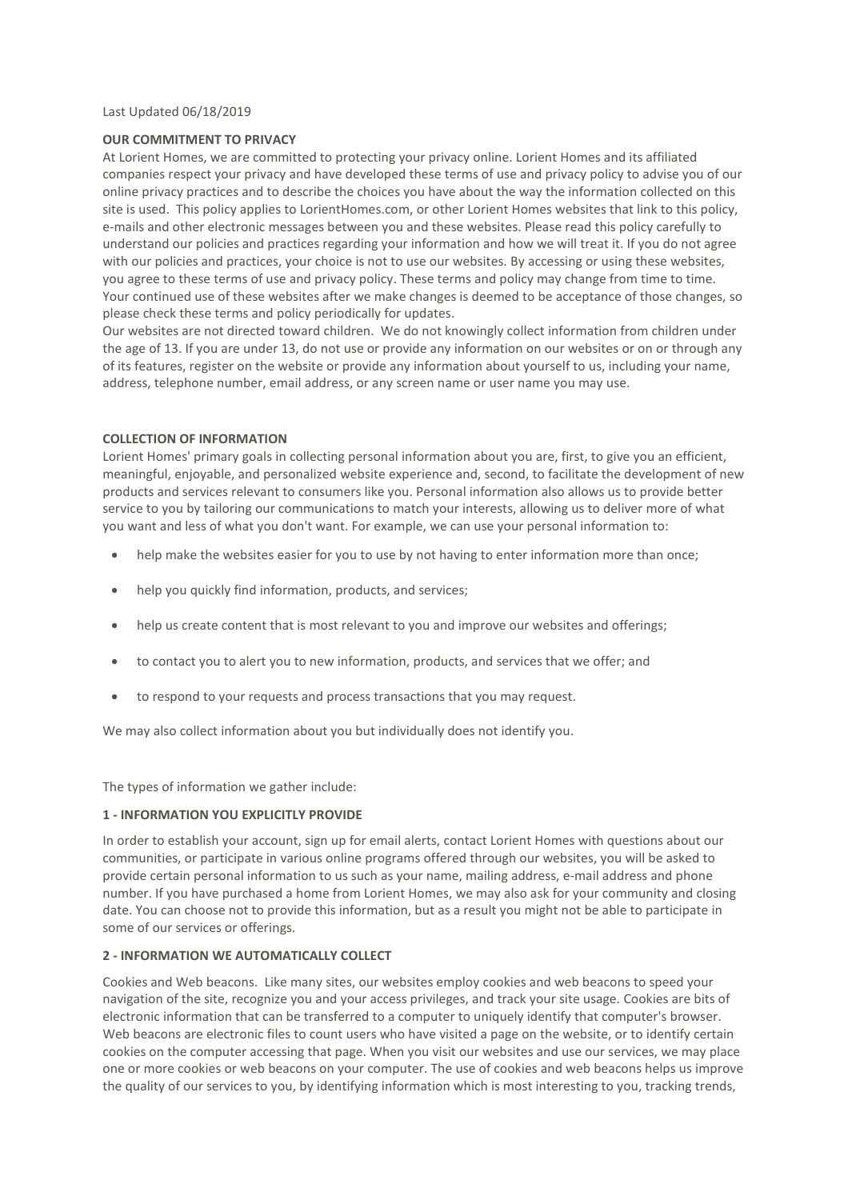Last Updated 06/18/2019

**OUR COMMITMENT TO PRIVACY**

At Lorient Homes, we are committed to protecting your privacy online. Lorient Homes and its affiliated companies respect your privacy and have developed these terms of use and privacy policy to advise you of our online privacy practices and to describe the choices you have about the way the information collected on this site is used. This policy applies to LorientHomes.com, or other Lorient Homes websites that link to this policy, e-mails and other electronic messages between you and these websites. Please read this policy carefully to understand our policies and practices regarding your information and how we will treat it. If you do not agree with our policies and practices, your choice is not to use our websites. By accessing or using these websites, you agree to these terms of use and privacy policy. These terms and policy may change from time to time. Your continued use of these websites after we make changes is deemed to be acceptance of those changes, so please check these terms and policy periodically for updates.

Our websites are not directed toward children. We do not knowingly collect information from children under the age of 13. If you are under 13, do not use or provide any information on our websites or on or through any of its features, register on the website or provide any information about yourself to us, including your name, address, telephone number, email address, or any screen name or user name you may use.

**COLLECTION OF INFORMATION**

Lorient Homes' primary goals in collecting personal information about you are, first, to give you an efficient, meaningful, enjoyable, and personalized website experience and, second, to facilitate the development of new products and services relevant to consumers like you. Personal information also allows us to provide better service to you by tailoring our communications to match your interests, allowing us to deliver more of what you want and less of what you don't want. For example, we can use your personal information to:

- help make the websites easier for you to use by not having to enter information more than once;
- help you quickly find information, products, and services;
- help us create content that is most relevant to you and improve our websites and offerings;
- to contact you to alert you to new information, products, and services that we offer; and
- to respond to your requests and process transactions that you may request.

We may also collect information about you but individually does not identify you.

The types of information we gather include:

**1 - INFORMATION YOU EXPLICITLY PROVIDE**

In order to establish your account, sign up for email alerts, contact Lorient Homes with questions about our communities, or participate in various online programs offered through our websites, you will be asked to provide certain personal information to us such as your name, mailing address, e-mail address and phone number. If you have purchased a home from Lorient Homes, we may also ask for your community and closing date. You can choose not to provide this information, but as a result you might not be able to participate in some of our services or offerings.

**2 - INFORMATION WE AUTOMATICALLY COLLECT**

Cookies and Web beacons. Like many sites, our websites employ cookies and web beacons to speed your navigation of the site, recognize you and your access privileges, and track your site usage. Cookies are bits of electronic information that can be transferred to a computer to uniquely identify that computer's browser. Web beacons are electronic files to count users who have visited a page on the website, or to identify certain cookies on the computer accessing that page. When you visit our websites and use our services, we may place one or more cookies or web beacons on your computer. The use of cookies and web beacons helps us improve the quality of our services to you, by identifying information which is most interesting to you, tracking trends,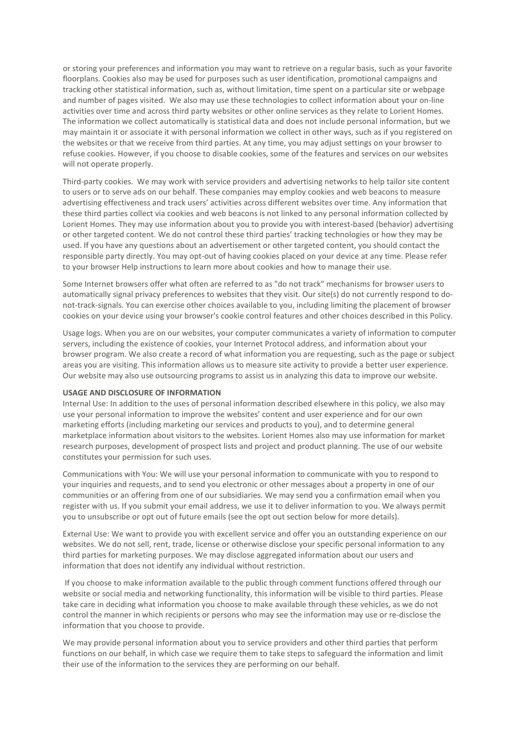or storing your preferences and information you may want to retrieve on a regular basis, such as your favorite floorplans. Cookies also may be used for purposes such as user identification, promotional campaigns and tracking other statistical information, such as, without limitation, time spent on a particular site or webpage and number of pages visited. We also may use these technologies to collect information about your on-line activities over time and across third party websites or other online services as they relate to Lorient Homes. The information we collect automatically is statistical data and does not include personal information, but we may maintain it or associate it with personal information we collect in other ways, such as if you registered on the websites or that we receive from third parties. At any time, you may adjust settings on your browser to refuse cookies. However, if you choose to disable cookies, some of the features and services on our websites will not operate properly.

Third-party cookies. We may work with service providers and advertising networks to help tailor site content to users or to serve ads on our behalf. These companies may employ cookies and web beacons to measure advertising effectiveness and track users' activities across different websites over time. Any information that these third parties collect via cookies and web beacons is not linked to any personal information collected by Lorient Homes. They may use information about you to provide you with interest-based (behavior) advertising or other targeted content. We do not control these third parties' tracking technologies or how they may be used. If you have any questions about an advertisement or other targeted content, you should contact the responsible party directly. You may opt-out of having cookies placed on your device at any time. Please refer to your browser Help instructions to learn more about cookies and how to manage their use.

Some Internet browsers offer what often are referred to as "do not track" mechanisms for browser users to automatically signal privacy preferences to websites that they visit. Our site(s) do not currently respond to do-not-track-signals. You can exercise other choices available to you, including limiting the placement of browser cookies on your device using your browser's cookie control features and other choices described in this Policy.

Usage logs. When you are on our websites, your computer communicates a variety of information to computer servers, including the existence of cookies, your Internet Protocol address, and information about your browser program. We also create a record of what information you are requesting, such as the page or subject areas you are visiting. This information allows us to measure site activity to provide a better user experience. Our website may also use outsourcing programs to assist us in analyzing this data to improve our website.

**USAGE AND DISCLOSURE OF INFORMATION**

Internal Use: In addition to the uses of personal information described elsewhere in this policy, we also may use your personal information to improve the websites' content and user experience and for our own marketing efforts (including marketing our services and products to you), and to determine general marketplace information about visitors to the websites. Lorient Homes also may use information for market research purposes, development of prospect lists and project and product planning. The use of our website constitutes your permission for such uses.

Communications with You: We will use your personal information to communicate with you to respond to your inquiries and requests, and to send you electronic or other messages about a property in one of our communities or an offering from one of our subsidiaries. We may send you a confirmation email when you register with us. If you submit your email address, we use it to deliver information to you. We always permit you to unsubscribe or opt out of future emails (see the opt out section below for more details).

External Use: We want to provide you with excellent service and offer you an outstanding experience on our websites. We do not sell, rent, trade, license or otherwise disclose your specific personal information to any third parties for marketing purposes. We may disclose aggregated information about our users and information that does not identify any individual without restriction.

If you choose to make information available to the public through comment functions offered through our website or social media and networking functionality, this information will be visible to third parties. Please take care in deciding what information you choose to make available through these vehicles, as we do not control the manner in which recipients or persons who may see the information may use or re-disclose the information that you choose to provide.

We may provide personal information about you to service providers and other third parties that perform functions on our behalf, in which case we require them to take steps to safeguard the information and limit their use of the information to the services they are performing on our behalf.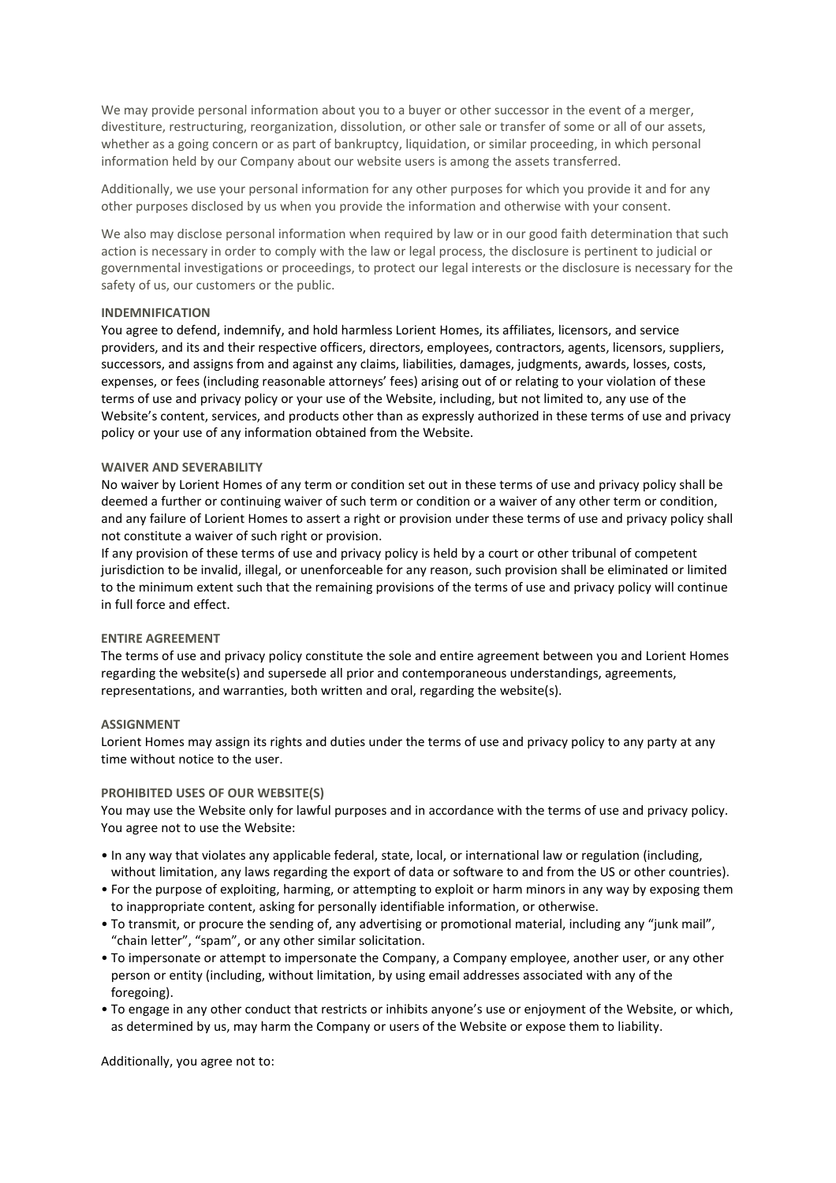We may provide personal information about you to a buyer or other successor in the event of a merger, divestiture, restructuring, reorganization, dissolution, or other sale or transfer of some or all of our assets, whether as a going concern or as part of bankruptcy, liquidation, or similar proceeding, in which personal information held by our Company about our website users is among the assets transferred.

Additionally, we use your personal information for any other purposes for which you provide it and for any other purposes disclosed by us when you provide the information and otherwise with your consent.

We also may disclose personal information when required by law or in our good faith determination that such action is necessary in order to comply with the law or legal process, the disclosure is pertinent to judicial or governmental investigations or proceedings, to protect our legal interests or the disclosure is necessary for the safety of us, our customers or the public.

**INDEMNIFICATION**

You agree to defend, indemnify, and hold harmless Lorient Homes, its affiliates, licensors, and service providers, and its and their respective officers, directors, employees, contractors, agents, licensors, suppliers, successors, and assigns from and against any claims, liabilities, damages, judgments, awards, losses, costs, expenses, or fees (including reasonable attorneys' fees) arising out of or relating to your violation of these terms of use and privacy policy or your use of the Website, including, but not limited to, any use of the Website's content, services, and products other than as expressly authorized in these terms of use and privacy policy or your use of any information obtained from the Website.

**WAIVER AND SEVERABILITY**

No waiver by Lorient Homes of any term or condition set out in these terms of use and privacy policy shall be deemed a further or continuing waiver of such term or condition or a waiver of any other term or condition, and any failure of Lorient Homes to assert a right or provision under these terms of use and privacy policy shall not constitute a waiver of such right or provision.

If any provision of these terms of use and privacy policy is held by a court or other tribunal of competent jurisdiction to be invalid, illegal, or unenforceable for any reason, such provision shall be eliminated or limited to the minimum extent such that the remaining provisions of the terms of use and privacy policy will continue in full force and effect.

**ENTIRE AGREEMENT**

The terms of use and privacy policy constitute the sole and entire agreement between you and Lorient Homes regarding the website(s) and supersede all prior and contemporaneous understandings, agreements, representations, and warranties, both written and oral, regarding the website(s).

**ASSIGNMENT**

Lorient Homes may assign its rights and duties under the terms of use and privacy policy to any party at any time without notice to the user.

**PROHIBITED USES OF OUR WEBSITE(S)**

You may use the Website only for lawful purposes and in accordance with the terms of use and privacy policy. You agree not to use the Website:

- In any way that violates any applicable federal, state, local, or international law or regulation (including, without limitation, any laws regarding the export of data or software to and from the US or other countries).
- For the purpose of exploiting, harming, or attempting to exploit or harm minors in any way by exposing them to inappropriate content, asking for personally identifiable information, or otherwise.
- To transmit, or procure the sending of, any advertising or promotional material, including any "junk mail", "chain letter", "spam", or any other similar solicitation.
- To impersonate or attempt to impersonate the Company, a Company employee, another user, or any other person or entity (including, without limitation, by using email addresses associated with any of the foregoing).
- To engage in any other conduct that restricts or inhibits anyone's use or enjoyment of the Website, or which, as determined by us, may harm the Company or users of the Website or expose them to liability.

Additionally, you agree not to: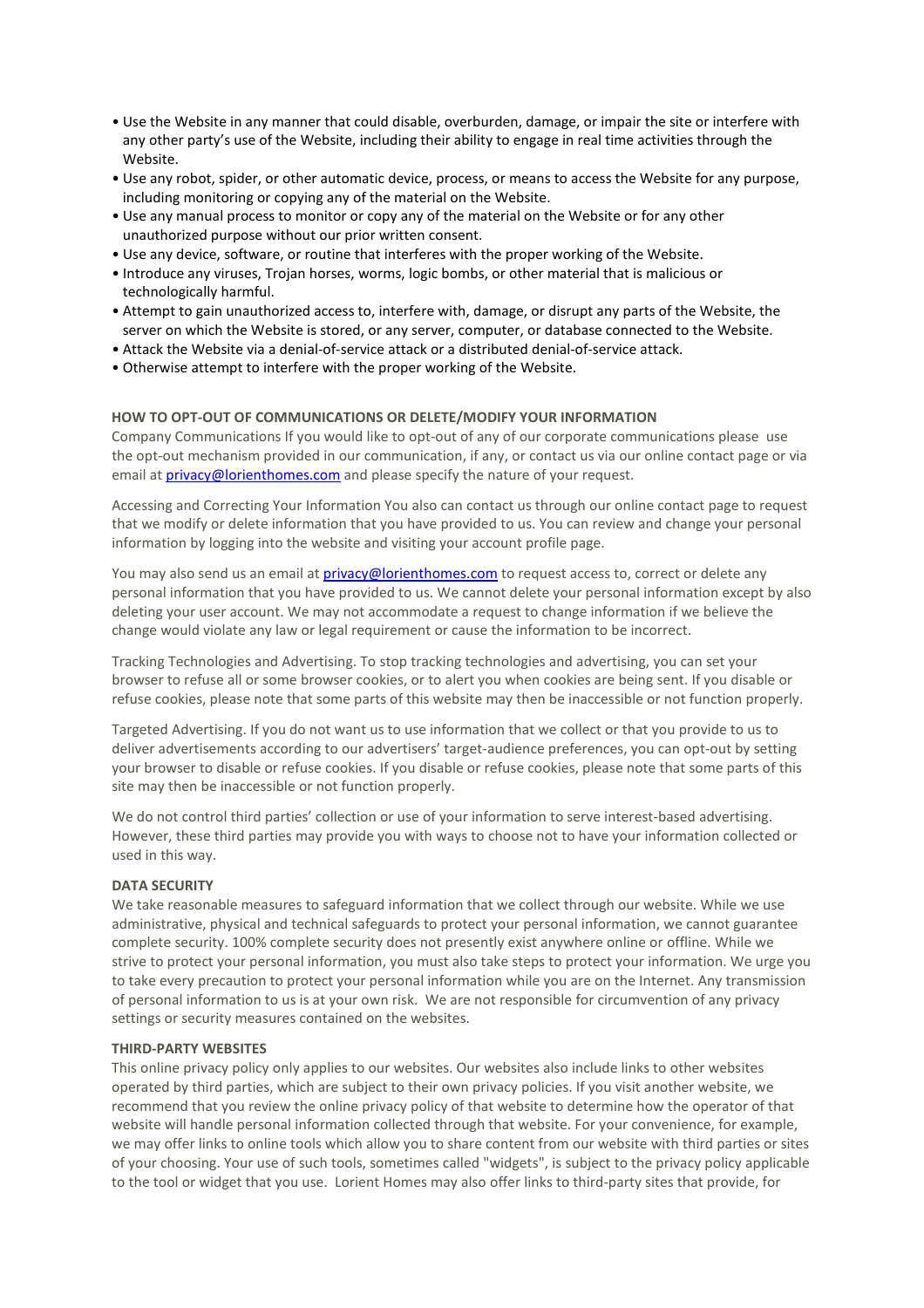- Use the Website in any manner that could disable, overburden, damage, or impair the site or interfere with any other party's use of the Website, including their ability to engage in real time activities through the Website.
- Use any robot, spider, or other automatic device, process, or means to access the Website for any purpose, including monitoring or copying any of the material on the Website.
- Use any manual process to monitor or copy any of the material on the Website or for any other unauthorized purpose without our prior written consent.
- Use any device, software, or routine that interferes with the proper working of the Website.
- Introduce any viruses, Trojan horses, worms, logic bombs, or other material that is malicious or technologically harmful.
- Attempt to gain unauthorized access to, interfere with, damage, or disrupt any parts of the Website, the server on which the Website is stored, or any server, computer, or database connected to the Website.
- Attack the Website via a denial-of-service attack or a distributed denial-of-service attack.
- Otherwise attempt to interfere with the proper working of the Website.

**HOW TO OPT-OUT OF COMMUNICATIONS OR DELETE/MODIFY YOUR INFORMATION**

Company Communications If you would like to opt-out of any of our corporate communications please use the opt-out mechanism provided in our communication, if any, or contact us via our online contact page or via email at [privacy@lorienthomes.com](mailto:privacy@lorienthomes.com) and please specify the nature of your request.

Accessing and Correcting Your Information You also can contact us through our online contact page to request that we modify or delete information that you have provided to us. You can review and change your personal information by logging into the website and visiting your account profile page.

You may also send us an email at [privacy@lorienthomes.com](mailto:privacy@lorienthomes.com) to request access to, correct or delete any personal information that you have provided to us. We cannot delete your personal information except by also deleting your user account. We may not accommodate a request to change information if we believe the change would violate any law or legal requirement or cause the information to be incorrect.

Tracking Technologies and Advertising. To stop tracking technologies and advertising, you can set your browser to refuse all or some browser cookies, or to alert you when cookies are being sent. If you disable or refuse cookies, please note that some parts of this website may then be inaccessible or not function properly.

Targeted Advertising. If you do not want us to use information that we collect or that you provide to us to deliver advertisements according to our advertisers' target-audience preferences, you can opt-out by setting your browser to disable or refuse cookies. If you disable or refuse cookies, please note that some parts of this site may then be inaccessible or not function properly.

We do not control third parties' collection or use of your information to serve interest-based advertising. However, these third parties may provide you with ways to choose not to have your information collected or used in this way.

**DATA SECURITY**

We take reasonable measures to safeguard information that we collect through our website. While we use administrative, physical and technical safeguards to protect your personal information, we cannot guarantee complete security. 100% complete security does not presently exist anywhere online or offline. While we strive to protect your personal information, you must also take steps to protect your information. We urge you to take every precaution to protect your personal information while you are on the Internet. Any transmission of personal information to us is at your own risk. We are not responsible for circumvention of any privacy settings or security measures contained on the websites.

**THIRD-PARTY WEBSITES**

This online privacy policy only applies to our websites. Our websites also include links to other websites operated by third parties, which are subject to their own privacy policies. If you visit another website, we recommend that you review the online privacy policy of that website to determine how the operator of that website will handle personal information collected through that website. For your convenience, for example, we may offer links to online tools which allow you to share content from our website with third parties or sites of your choosing. Your use of such tools, sometimes called "widgets", is subject to the privacy policy applicable to the tool or widget that you use. Lorient Homes may also offer links to third-party sites that provide, for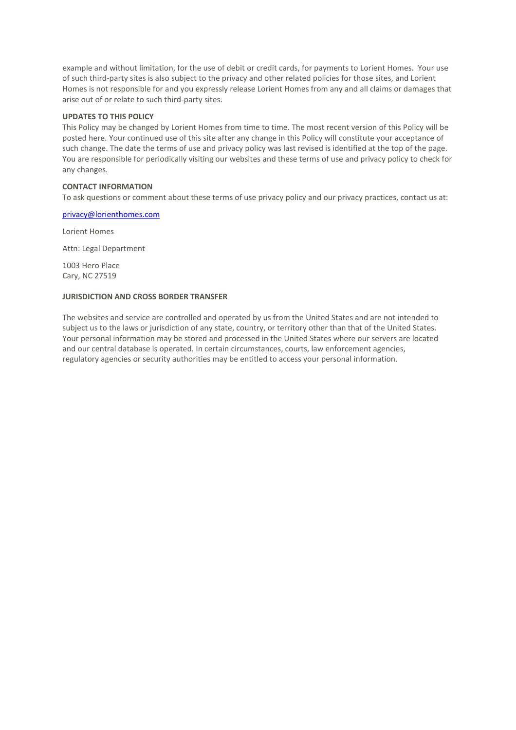example and without limitation, for the use of debit or credit cards, for payments to Lorient Homes. Your use of such third-party sites is also subject to the privacy and other related policies for those sites, and Lorient Homes is not responsible for and you expressly release Lorient Homes from any and all claims or damages that arise out of or relate to such third-party sites.

**UPDATES TO THIS POLICY**

This Policy may be changed by Lorient Homes from time to time. The most recent version of this Policy will be posted here. Your continued use of this site after any change in this Policy will constitute your acceptance of such change. The date the terms of use and privacy policy was last revised is identified at the top of the page. You are responsible for periodically visiting our websites and these terms of use and privacy policy to check for any changes.

**CONTACT INFORMATION**

To ask questions or comment about these terms of use privacy policy and our privacy practices, contact us at:

privacy@lorienthomes.com

Lorient Homes

Attn: Legal Department

1003 Hero Place
Cary, NC 27519

**JURISDICTION AND CROSS BORDER TRANSFER**

The websites and service are controlled and operated by us from the United States and are not intended to subject us to the laws or jurisdiction of any state, country, or territory other than that of the United States. Your personal information may be stored and processed in the United States where our servers are located and our central database is operated. In certain circumstances, courts, law enforcement agencies, regulatory agencies or security authorities may be entitled to access your personal information.